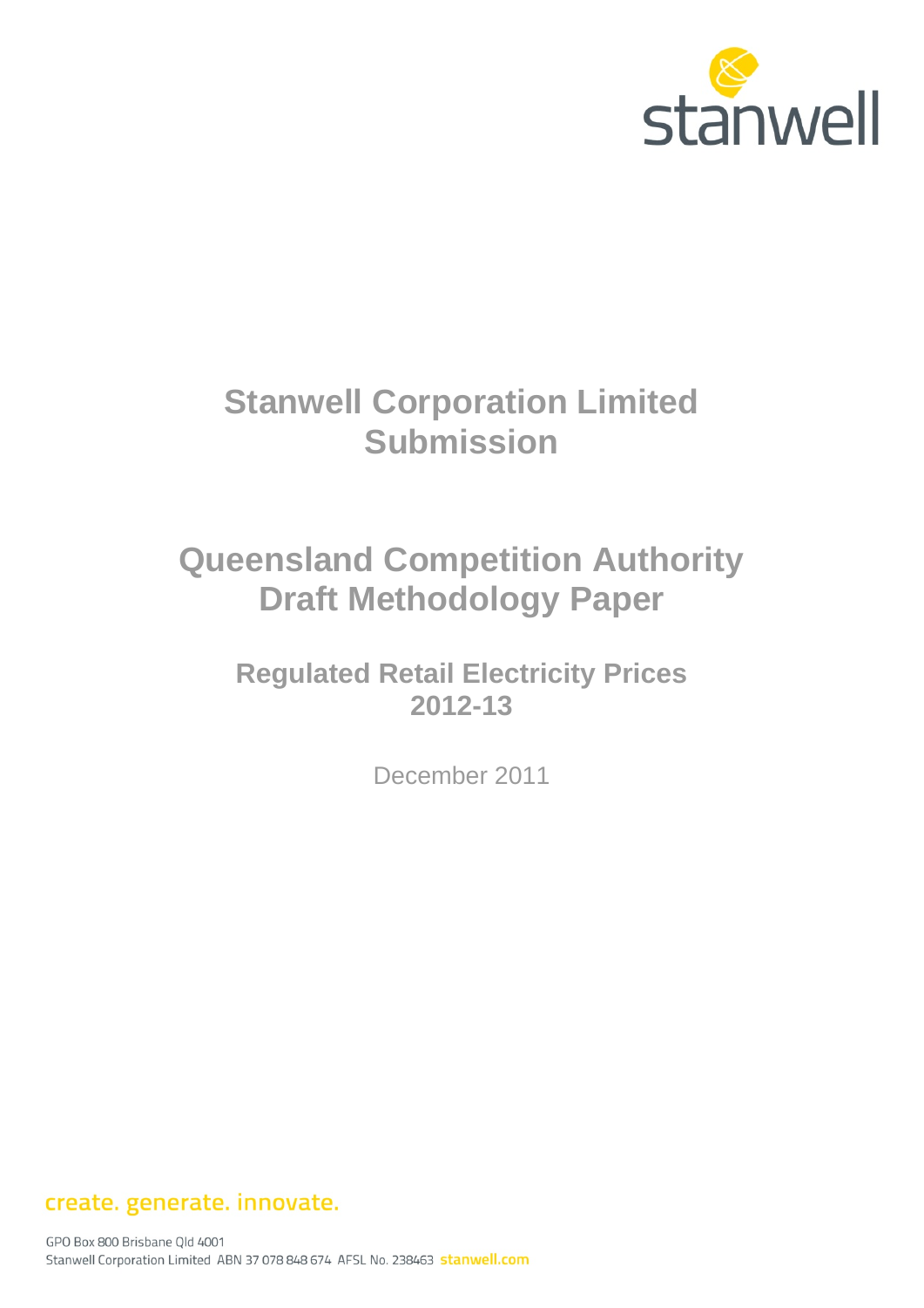stanwell

# Stanwell Corporation Limited Submission

# Queensland Competition Authority Draft Methodology Paper

## Regulated Retail Electricity Prices 2012-13

December 2011

create. generate. innovate.

GPO Box 800 Brisbane Qld 4001
Stanwell Corporation Limited ABN 37 078 848 674 AFSL No. 238463 stanwell.com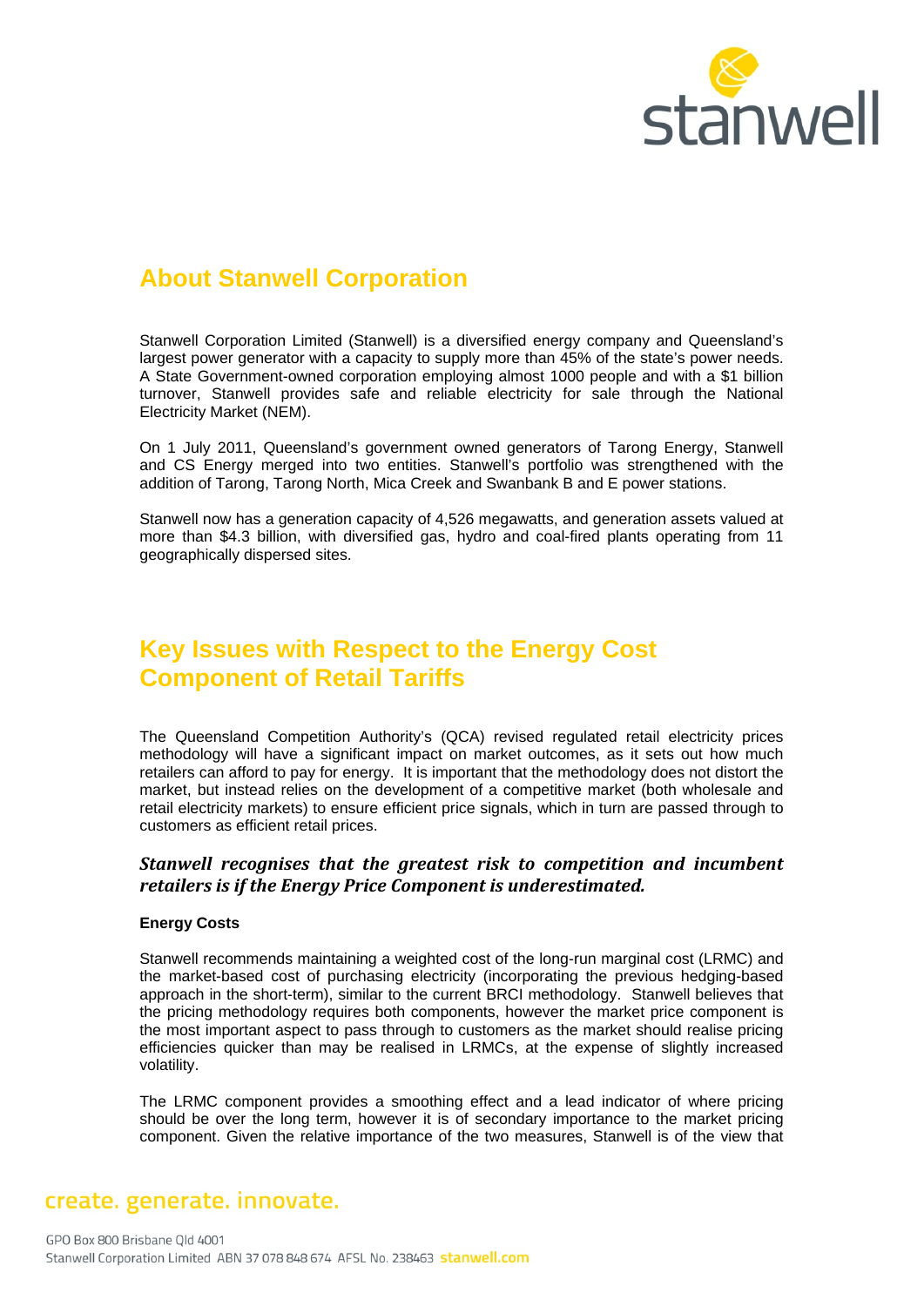## About Stanwell Corporation

Stanwell Corporation Limited (Stanwell) is a diversified energy company and Queensland's largest power generator with a capacity to supply more than 45% of the state's power needs. A State Government-owned corporation employing almost 1000 people and with a $1 billion turnover, Stanwell provides safe and reliable electricity for sale through the National Electricity Market (NEM).

On 1 July 2011, Queensland's government owned generators of Tarong Energy, Stanwell and CS Energy merged into two entities. Stanwell's portfolio was strengthened with the addition of Tarong, Tarong North, Mica Creek and Swanbank B and E power stations.

Stanwell now has a generation capacity of 4,526 megawatts, and generation assets valued at more than $4.3 billion, with diversified gas, hydro and coal-fired plants operating from 11 geographically dispersed sites.

## Key Issues with Respect to the Energy Cost Component of Retail Tariffs

The Queensland Competition Authority's (QCA) revised regulated retail electricity prices methodology will have a significant impact on market outcomes, as it sets out how much retailers can afford to pay for energy. It is important that the methodology does not distort the market, but instead relies on the development of a competitive market (both wholesale and retail electricity markets) to ensure efficient price signals, which in turn are passed through to customers as efficient retail prices.

***Stanwell recognises that the greatest risk to competition and incumbent retailers is if the Energy Price Component is underestimated.***

**Energy Costs**

Stanwell recommends maintaining a weighted cost of the long-run marginal cost (LRMC) and the market-based cost of purchasing electricity (incorporating the previous hedging-based approach in the short-term), similar to the current BRCI methodology. Stanwell believes that the pricing methodology requires both components, however the market price component is the most important aspect to pass through to customers as the market should realise pricing efficiencies quicker than may be realised in LRMCs, at the expense of slightly increased volatility.

The LRMC component provides a smoothing effect and a lead indicator of where pricing should be over the long term, however it is of secondary importance to the market pricing component. Given the relative importance of the two measures, Stanwell is of the view that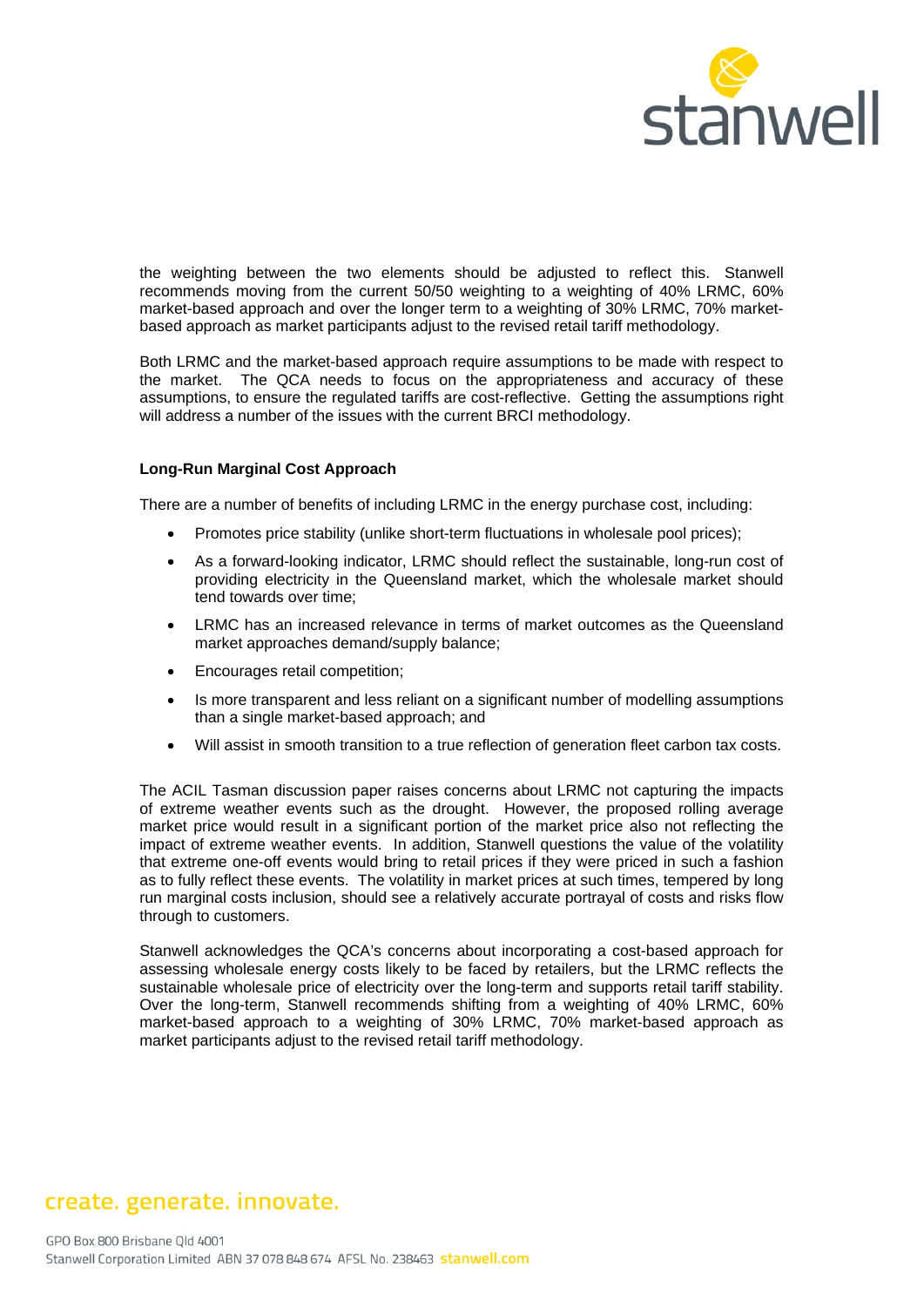the weighting between the two elements should be adjusted to reflect this. Stanwell recommends moving from the current 50/50 weighting to a weighting of 40% LRMC, 60% market-based approach and over the longer term to a weighting of 30% LRMC, 70% market-based approach as market participants adjust to the revised retail tariff methodology.

Both LRMC and the market-based approach require assumptions to be made with respect to the market. The QCA needs to focus on the appropriateness and accuracy of these assumptions, to ensure the regulated tariffs are cost-reflective. Getting the assumptions right will address a number of the issues with the current BRCI methodology.

**Long-Run Marginal Cost Approach**

There are a number of benefits of including LRMC in the energy purchase cost, including:

- Promotes price stability (unlike short-term fluctuations in wholesale pool prices);
- As a forward-looking indicator, LRMC should reflect the sustainable, long-run cost of providing electricity in the Queensland market, which the wholesale market should tend towards over time;
- LRMC has an increased relevance in terms of market outcomes as the Queensland market approaches demand/supply balance;
- Encourages retail competition;
- Is more transparent and less reliant on a significant number of modelling assumptions than a single market-based approach; and
- Will assist in smooth transition to a true reflection of generation fleet carbon tax costs.

The ACIL Tasman discussion paper raises concerns about LRMC not capturing the impacts of extreme weather events such as the drought. However, the proposed rolling average market price would result in a significant portion of the market price also not reflecting the impact of extreme weather events. In addition, Stanwell questions the value of the volatility that extreme one-off events would bring to retail prices if they were priced in such a fashion as to fully reflect these events. The volatility in market prices at such times, tempered by long run marginal costs inclusion, should see a relatively accurate portrayal of costs and risks flow through to customers.

Stanwell acknowledges the QCA's concerns about incorporating a cost-based approach for assessing wholesale energy costs likely to be faced by retailers, but the LRMC reflects the sustainable wholesale price of electricity over the long-term and supports retail tariff stability. Over the long-term, Stanwell recommends shifting from a weighting of 40% LRMC, 60% market-based approach to a weighting of 30% LRMC, 70% market-based approach as market participants adjust to the revised retail tariff methodology.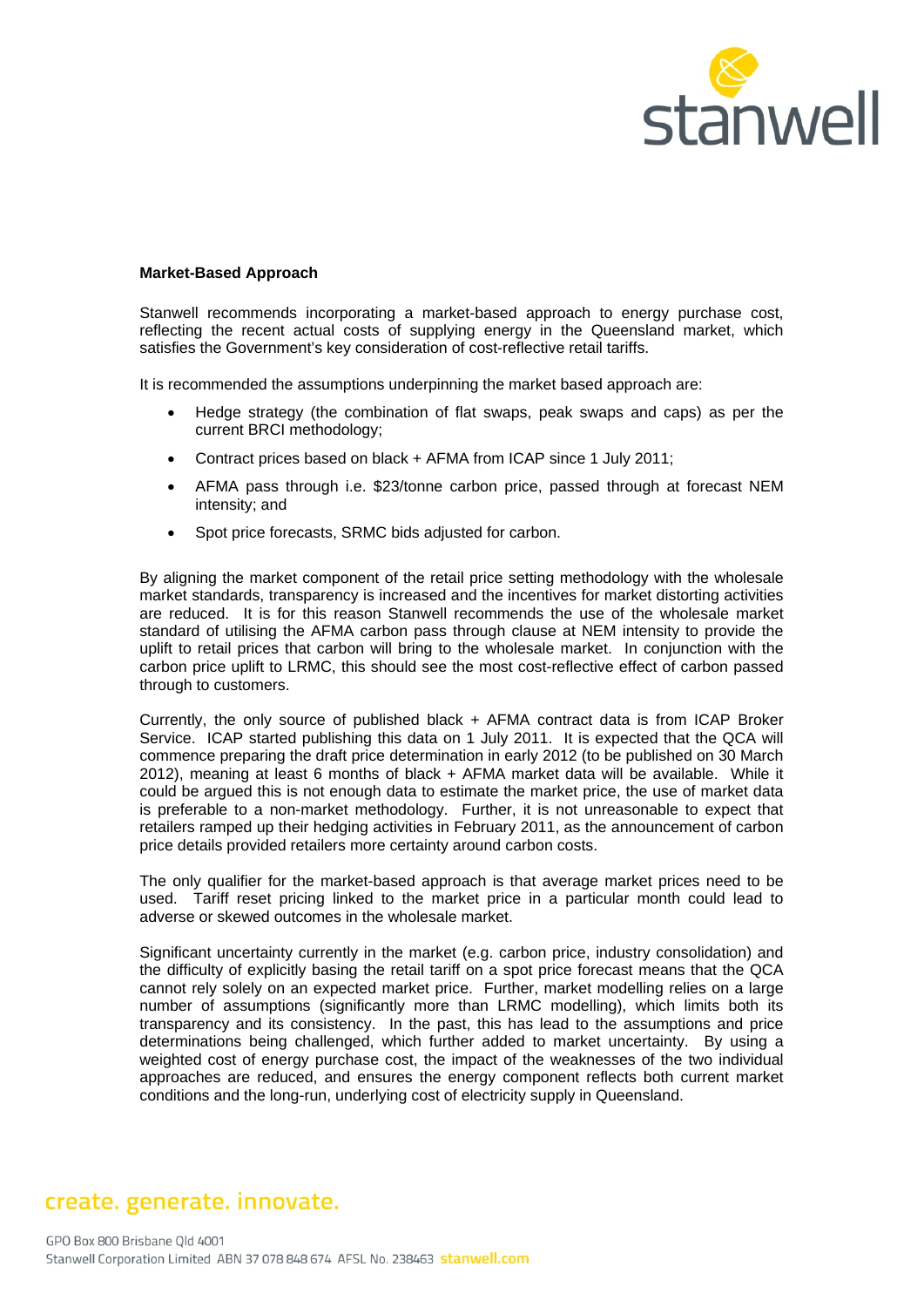**Market-Based Approach**

Stanwell recommends incorporating a market-based approach to energy purchase cost, reflecting the recent actual costs of supplying energy in the Queensland market, which satisfies the Government's key consideration of cost-reflective retail tariffs.

It is recommended the assumptions underpinning the market based approach are:

- Hedge strategy (the combination of flat swaps, peak swaps and caps) as per the current BRCI methodology;
- Contract prices based on black + AFMA from ICAP since 1 July 2011;
- AFMA pass through i.e. $23/tonne carbon price, passed through at forecast NEM intensity; and
- Spot price forecasts, SRMC bids adjusted for carbon.

By aligning the market component of the retail price setting methodology with the wholesale market standards, transparency is increased and the incentives for market distorting activities are reduced. It is for this reason Stanwell recommends the use of the wholesale market standard of utilising the AFMA carbon pass through clause at NEM intensity to provide the uplift to retail prices that carbon will bring to the wholesale market. In conjunction with the carbon price uplift to LRMC, this should see the most cost-reflective effect of carbon passed through to customers.

Currently, the only source of published black + AFMA contract data is from ICAP Broker Service. ICAP started publishing this data on 1 July 2011. It is expected that the QCA will commence preparing the draft price determination in early 2012 (to be published on 30 March 2012), meaning at least 6 months of black + AFMA market data will be available. While it could be argued this is not enough data to estimate the market price, the use of market data is preferable to a non-market methodology. Further, it is not unreasonable to expect that retailers ramped up their hedging activities in February 2011, as the announcement of carbon price details provided retailers more certainty around carbon costs.

The only qualifier for the market-based approach is that average market prices need to be used. Tariff reset pricing linked to the market price in a particular month could lead to adverse or skewed outcomes in the wholesale market.

Significant uncertainty currently in the market (e.g. carbon price, industry consolidation) and the difficulty of explicitly basing the retail tariff on a spot price forecast means that the QCA cannot rely solely on an expected market price. Further, market modelling relies on a large number of assumptions (significantly more than LRMC modelling), which limits both its transparency and its consistency. In the past, this has lead to the assumptions and price determinations being challenged, which further added to market uncertainty. By using a weighted cost of energy purchase cost, the impact of the weaknesses of the two individual approaches are reduced, and ensures the energy component reflects both current market conditions and the long-run, underlying cost of electricity supply in Queensland.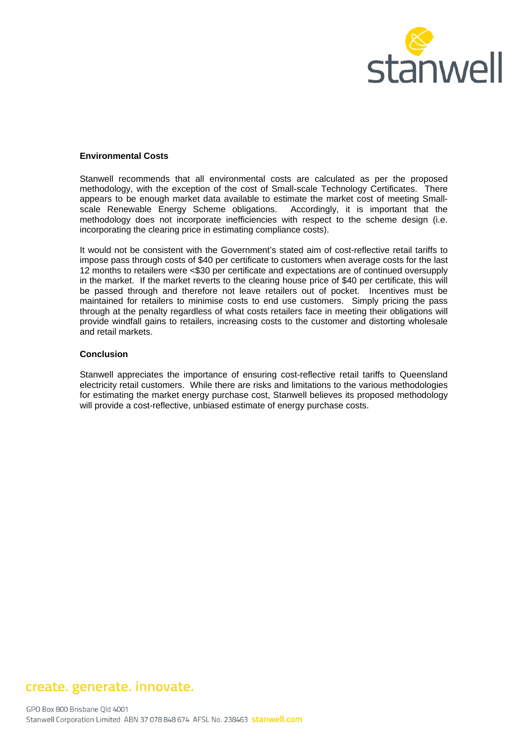**Environmental Costs**

Stanwell recommends that all environmental costs are calculated as per the proposed methodology, with the exception of the cost of Small-scale Technology Certificates. There appears to be enough market data available to estimate the market cost of meeting Small-scale Renewable Energy Scheme obligations. Accordingly, it is important that the methodology does not incorporate inefficiencies with respect to the scheme design (i.e. incorporating the clearing price in estimating compliance costs).

It would not be consistent with the Government's stated aim of cost-reflective retail tariffs to impose pass through costs of $40 per certificate to customers when average costs for the last 12 months to retailers were <$30 per certificate and expectations are of continued oversupply in the market. If the market reverts to the clearing house price of $40 per certificate, this will be passed through and therefore not leave retailers out of pocket. Incentives must be maintained for retailers to minimise costs to end use customers. Simply pricing the pass through at the penalty regardless of what costs retailers face in meeting their obligations will provide windfall gains to retailers, increasing costs to the customer and distorting wholesale and retail markets.

**Conclusion**

Stanwell appreciates the importance of ensuring cost-reflective retail tariffs to Queensland electricity retail customers. While there are risks and limitations to the various methodologies for estimating the market energy purchase cost, Stanwell believes its proposed methodology will provide a cost-reflective, unbiased estimate of energy purchase costs.